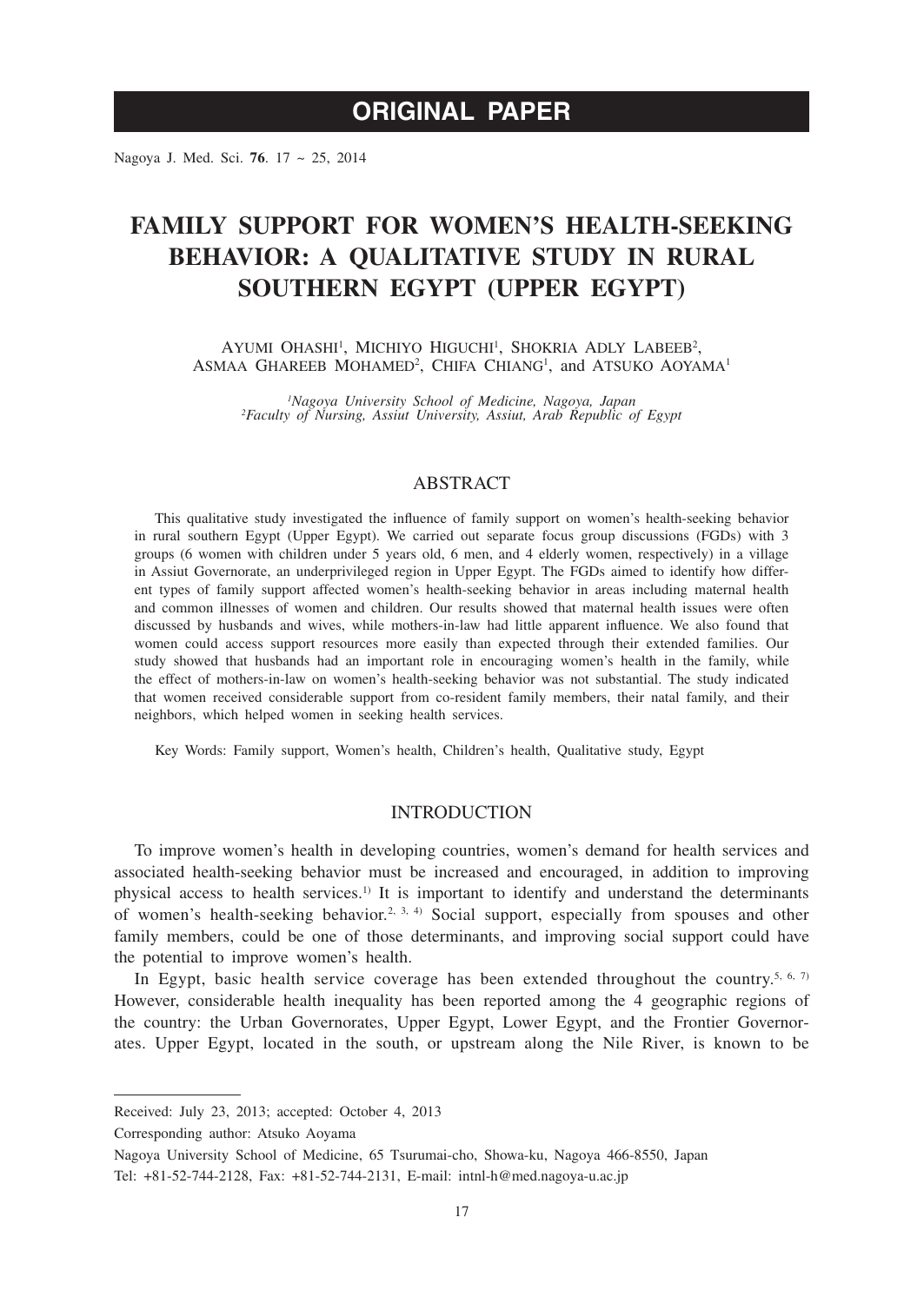**ORIGINAL PAPER**

# FAMILY SUPPORT FOR WOMEN'S HEALTH-SEEKING BEHAVIOR: A QUALITATIVE STUDY IN RURAL SOUTHERN EGYPT (UPPER EGYPT)

AYUMI OHASHI[1], MICHIYO HIGUCHI[1], SHOKRIA ADLY LABEEB[2], ASMAA GHAREEB MOHAMED[2], CHIFA CHIANG[1], and ATSUKO AOYAMA[1]

[1]*Nagoya University School of Medicine, Nagoya, Japan*
[2]*Faculty of Nursing, Assiut University, Assiut, Arab Republic of Egypt*

## ABSTRACT

This qualitative study investigated the influence of family support on women's health-seeking behavior in rural southern Egypt (Upper Egypt). We carried out separate focus group discussions (FGDs) with 3 groups (6 women with children under 5 years old, 6 men, and 4 elderly women, respectively) in a village in Assiut Governorate, an underprivileged region in Upper Egypt. The FGDs aimed to identify how different types of family support affected women's health-seeking behavior in areas including maternal health and common illnesses of women and children. Our results showed that maternal health issues were often discussed by husbands and wives, while mothers-in-law had little apparent influence. We also found that women could access support resources more easily than expected through their extended families. Our study showed that husbands had an important role in encouraging women's health in the family, while the effect of mothers-in-law on women's health-seeking behavior was not substantial. The study indicated that women received considerable support from co-resident family members, their natal family, and their neighbors, which helped women in seeking health services.

Key Words: Family support, Women's health, Children's health, Qualitative study, Egypt

## INTRODUCTION

To improve women's health in developing countries, women's demand for health services and associated health-seeking behavior must be increased and encouraged, in addition to improving physical access to health services.[1] It is important to identify and understand the determinants of women's health-seeking behavior.[2, 3, 4] Social support, especially from spouses and other family members, could be one of those determinants, and improving social support could have the potential to improve women's health.

In Egypt, basic health service coverage has been extended throughout the country.[5, 6, 7] However, considerable health inequality has been reported among the 4 geographic regions of the country: the Urban Governorates, Upper Egypt, Lower Egypt, and the Frontier Governorates. Upper Egypt, located in the south, or upstream along the Nile River, is known to be

---

Received: July 23, 2013; accepted: October 4, 2013

Corresponding author: Atsuko Aoyama

Nagoya University School of Medicine, 65 Tsurumai-cho, Showa-ku, Nagoya 466-8550, Japan

Tel: +81-52-744-2128, Fax: +81-52-744-2131, E-mail: intnl-h@med.nagoya-u.ac.jp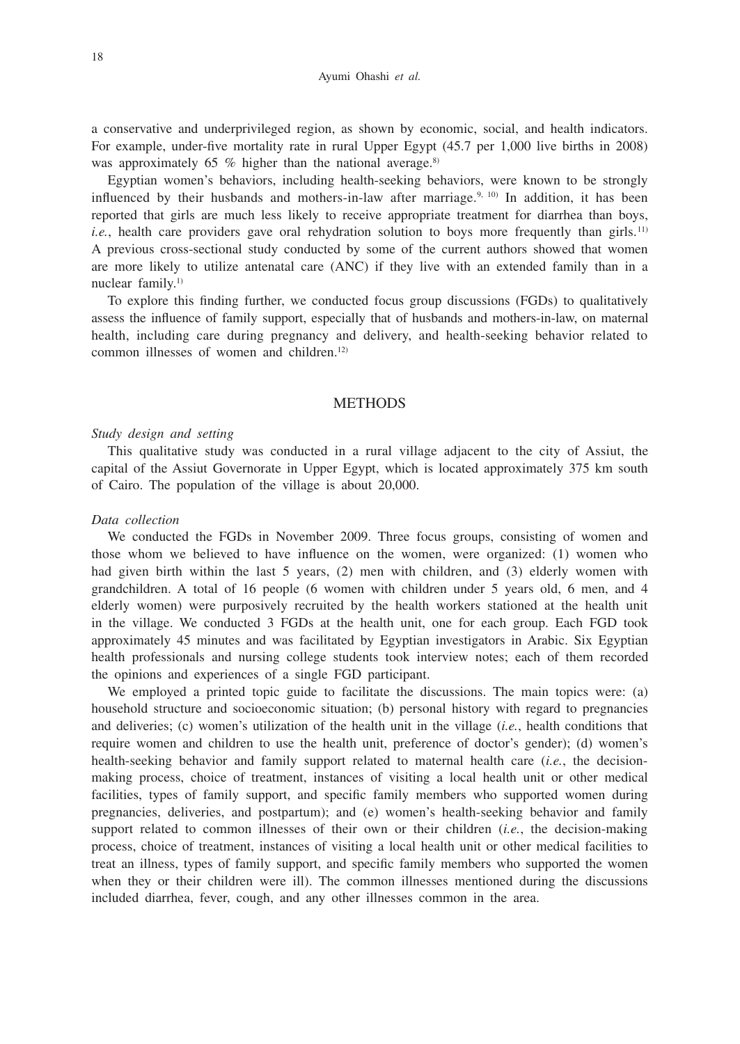a conservative and underprivileged region, as shown by economic, social, and health indicators. For example, under-five mortality rate in rural Upper Egypt (45.7 per 1,000 live births in 2008) was approximately 65 % higher than the national average.[8]

Egyptian women's behaviors, including health-seeking behaviors, were known to be strongly influenced by their husbands and mothers-in-law after marriage.[9, 10] In addition, it has been reported that girls are much less likely to receive appropriate treatment for diarrhea than boys, *i.e.*, health care providers gave oral rehydration solution to boys more frequently than girls.[11] A previous cross-sectional study conducted by some of the current authors showed that women are more likely to utilize antenatal care (ANC) if they live with an extended family than in a nuclear family.[1]

To explore this finding further, we conducted focus group discussions (FGDs) to qualitatively assess the influence of family support, especially that of husbands and mothers-in-law, on maternal health, including care during pregnancy and delivery, and health-seeking behavior related to common illnesses of women and children.[12]

## METHODS

*Study design and setting*

This qualitative study was conducted in a rural village adjacent to the city of Assiut, the capital of the Assiut Governorate in Upper Egypt, which is located approximately 375 km south of Cairo. The population of the village is about 20,000.

*Data collection*

We conducted the FGDs in November 2009. Three focus groups, consisting of women and those whom we believed to have influence on the women, were organized: (1) women who had given birth within the last 5 years, (2) men with children, and (3) elderly women with grandchildren. A total of 16 people (6 women with children under 5 years old, 6 men, and 4 elderly women) were purposively recruited by the health workers stationed at the health unit in the village. We conducted 3 FGDs at the health unit, one for each group. Each FGD took approximately 45 minutes and was facilitated by Egyptian investigators in Arabic. Six Egyptian health professionals and nursing college students took interview notes; each of them recorded the opinions and experiences of a single FGD participant.

We employed a printed topic guide to facilitate the discussions. The main topics were: (a) household structure and socioeconomic situation; (b) personal history with regard to pregnancies and deliveries; (c) women's utilization of the health unit in the village (*i.e.*, health conditions that require women and children to use the health unit, preference of doctor's gender); (d) women's health-seeking behavior and family support related to maternal health care (*i.e.*, the decision-making process, choice of treatment, instances of visiting a local health unit or other medical facilities, types of family support, and specific family members who supported women during pregnancies, deliveries, and postpartum); and (e) women's health-seeking behavior and family support related to common illnesses of their own or their children (*i.e.*, the decision-making process, choice of treatment, instances of visiting a local health unit or other medical facilities to treat an illness, types of family support, and specific family members who supported the women when they or their children were ill). The common illnesses mentioned during the discussions included diarrhea, fever, cough, and any other illnesses common in the area.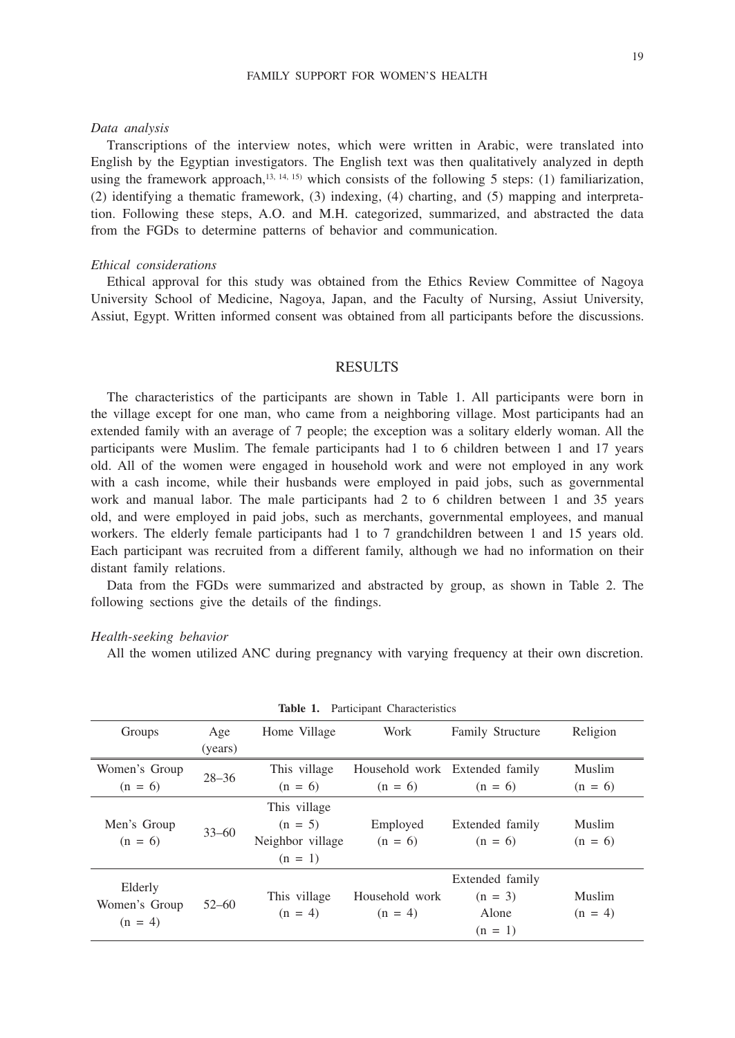*Data analysis*

Transcriptions of the interview notes, which were written in Arabic, were translated into English by the Egyptian investigators. The English text was then qualitatively analyzed in depth using the framework approach,[13, 14, 15] which consists of the following 5 steps: (1) familiarization, (2) identifying a thematic framework, (3) indexing, (4) charting, and (5) mapping and interpretation. Following these steps, A.O. and M.H. categorized, summarized, and abstracted the data from the FGDs to determine patterns of behavior and communication.

*Ethical considerations*

Ethical approval for this study was obtained from the Ethics Review Committee of Nagoya University School of Medicine, Nagoya, Japan, and the Faculty of Nursing, Assiut University, Assiut, Egypt. Written informed consent was obtained from all participants before the discussions.

## RESULTS

The characteristics of the participants are shown in Table 1. All participants were born in the village except for one man, who came from a neighboring village. Most participants had an extended family with an average of 7 people; the exception was a solitary elderly woman. All the participants were Muslim. The female participants had 1 to 6 children between 1 and 17 years old. All of the women were engaged in household work and were not employed in any work with a cash income, while their husbands were employed in paid jobs, such as governmental work and manual labor. The male participants had 2 to 6 children between 1 and 35 years old, and were employed in paid jobs, such as merchants, governmental employees, and manual workers. The elderly female participants had 1 to 7 grandchildren between 1 and 15 years old. Each participant was recruited from a different family, although we had no information on their distant family relations.

Data from the FGDs were summarized and abstracted by group, as shown in Table 2. The following sections give the details of the findings.

*Health-seeking behavior*

All the women utilized ANC during pregnancy with varying frequency at their own discretion.

**Table 1.** Participant Characteristics

| Groups | Age (years) | Home Village | Work | Family Structure | Religion |
|---|---|---|---|---|---|
| Women's Group (n = 6) | 28–36 | This village (n = 6) | Household work (n = 6) | Extended family (n = 6) | Muslim (n = 6) |
| Men's Group (n = 6) | 33–60 | This village (n = 5) Neighbor village (n = 1) | Employed (n = 6) | Extended family (n = 6) | Muslim (n = 6) |
| Elderly Women's Group (n = 4) | 52–60 | This village (n = 4) | Household work (n = 4) | Extended family (n = 3) Alone (n = 1) | Muslim (n = 4) |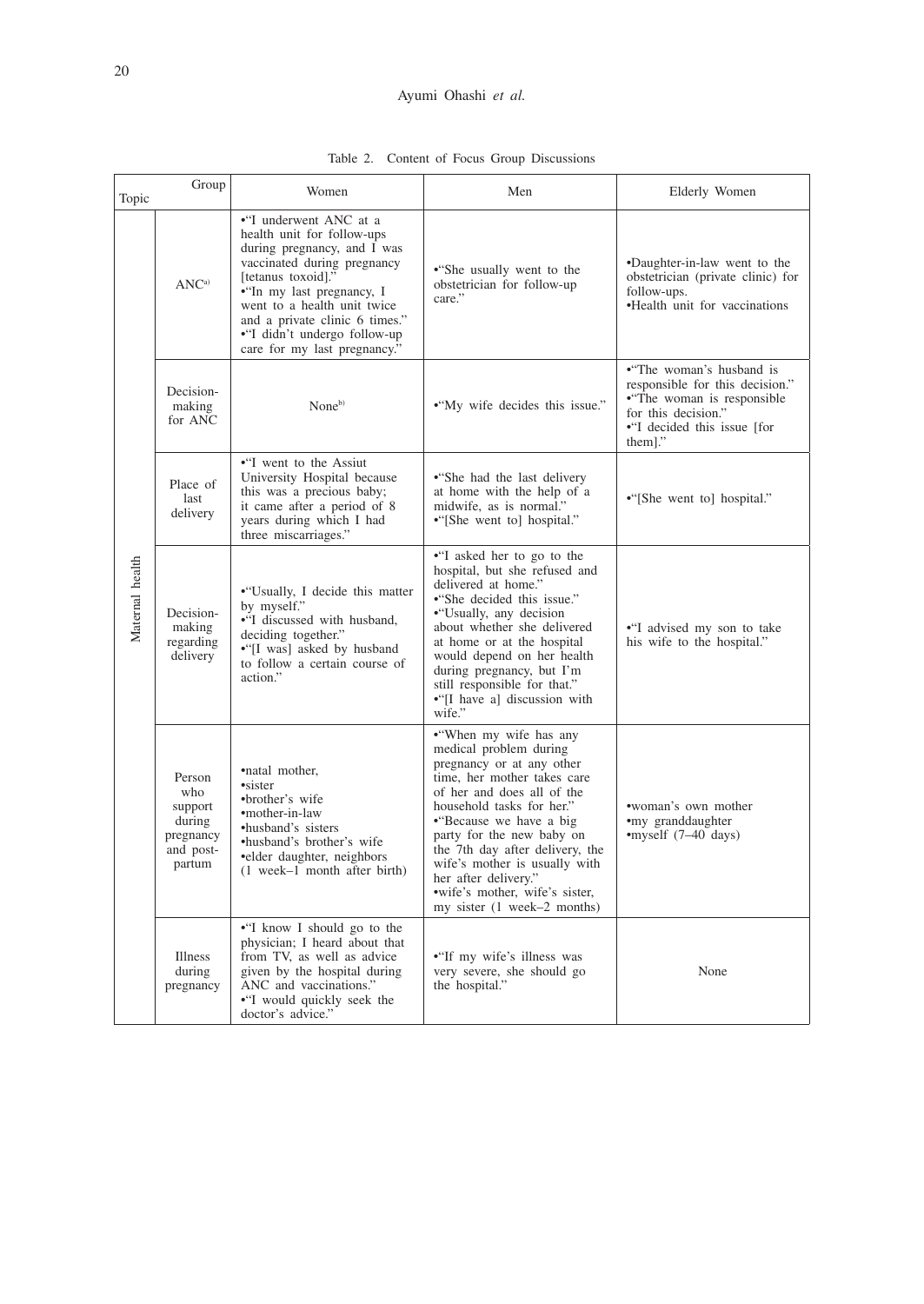Table 2. Content of Focus Group Discussions

| Topic | | Women | Men | Elderly Women |
|---|---|---|---|---|
| Maternal health | ANC[a)] | •"I underwent ANC at a health unit for follow-ups during pregnancy, and I was vaccinated during pregnancy [tetanus toxoid]."<br>•"In my last pregnancy, I went to a health unit twice and a private clinic 6 times."<br>•"I didn't undergo follow-up care for my last pregnancy." | •"She usually went to the obstetrician for follow-up care." | •Daughter-in-law went to the obstetrician (private clinic) for follow-ups.<br>•Health unit for vaccinations |
| | Decision-making for ANC | None[b)] | •"My wife decides this issue." | •"The woman's husband is responsible for this decision."<br>•"The woman is responsible for this decision."<br>•"I decided this issue [for them]." |
| | Place of last delivery | •"I went to the Assiut University Hospital because this was a precious baby; it came after a period of 8 years during which I had three miscarriages." | •"She had the last delivery at home with the help of a midwife, as is normal."<br>•"[She went to] hospital." | •"[She went to] hospital." |
| | Decision-making regarding delivery | •"Usually, I decide this matter by myself."<br>•"I discussed with husband, deciding together."<br>•"[I was] asked by husband to follow a certain course of action." | •"I asked her to go to the hospital, but she refused and delivered at home."<br>•"She decided this issue."<br>•"Usually, any decision about whether she delivered at home or at the hospital would depend on her health during pregnancy, but I'm still responsible for that."<br>•"[I have a] discussion with wife." | •"I advised my son to take his wife to the hospital." |
| | Person who support during pregnancy and post-partum | •natal mother,<br>•sister<br>•brother's wife<br>•mother-in-law<br>•husband's sisters<br>•husband's brother's wife<br>•elder daughter, neighbors<br>(1 week–1 month after birth) | •"When my wife has any medical problem during pregnancy or at any other time, her mother takes care of her and does all of the household tasks for her."<br>•"Because we have a big party for the new baby on the 7th day after delivery, the wife's mother is usually with her after delivery."<br>•wife's mother, wife's sister, my sister (1 week–2 months) | •woman's own mother<br>•my granddaughter<br>•myself (7–40 days) |
| | Illness during pregnancy | •"I know I should go to the physician; I heard about that from TV, as well as advice given by the hospital during ANC and vaccinations."<br>•"I would quickly seek the doctor's advice." | •"If my wife's illness was very severe, she should go the hospital." | None |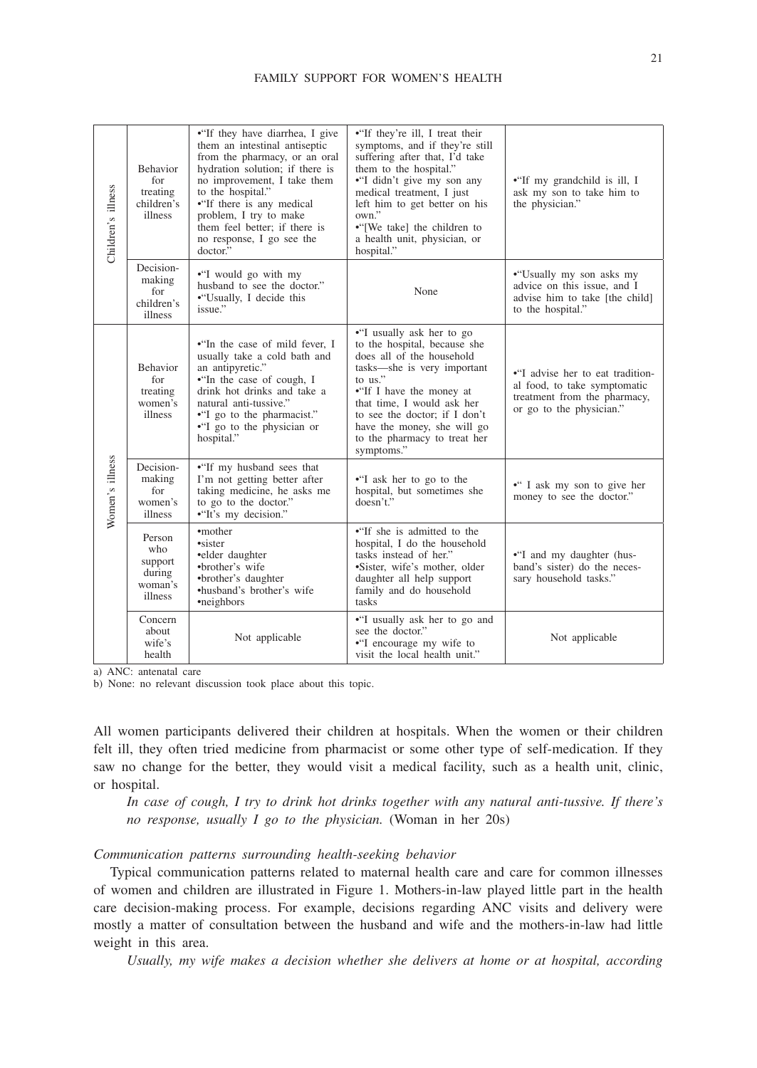| | | | | |
|---|---|---|---|---|
| Children's illness | Behavior for treating children's illness | •"If they have diarrhea, I give them an intestinal antiseptic from the pharmacy, or an oral hydration solution; if there is no improvement, I take them to the hospital." •"If there is any medical problem, I try to make them feel better; if there is no response, I go see the doctor." | •"If they're ill, I treat their symptoms, and if they're still suffering after that, I'd take them to the hospital." •"I didn't give my son any medical treatment, I just left him to get better on his own." •"[We take] the children to a health unit, physician, or hospital." | •"If my grandchild is ill, I ask my son to take him to the physician." |
| | Decision-making for children's illness | •"I would go with my husband to see the doctor." •"Usually, I decide this issue." | None | •"Usually my son asks my advice on this issue, and I advise him to take [the child] to the hospital." |
| Women's illness | Behavior for treating women's illness | •"In the case of mild fever, I usually take a cold bath and an antipyretic." •"In the case of cough, I drink hot drinks and take a natural anti-tussive." •"I go to the pharmacist." •"I go to the physician or hospital." | •"I usually ask her to go to the hospital, because she does all of the household tasks—she is very important to us." •"If I have the money at that time, I would ask her to see the doctor; if I don't have the money, she will go to the pharmacy to treat her symptoms." | •"I advise her to eat traditional food, to take symptomatic treatment from the pharmacy, or go to the physician." |
| | Decision-making for women's illness | •"If my husband sees that I'm not getting better after taking medicine, he asks me to go to the doctor." •"It's my decision." | •"I ask her to go to the hospital, but sometimes she doesn't." | •" I ask my son to give her money to see the doctor." |
| | Person who support during woman's illness | •mother •sister •elder daughter •brother's wife •brother's daughter •husband's brother's wife •neighbors | •"If she is admitted to the hospital, I do the household tasks instead of her." •Sister, wife's mother, older daughter all help support family and do household tasks | •"I and my daughter (husband's sister) do the necessary household tasks." |
| | Concern about wife's health | Not applicable | •"I usually ask her to go and see the doctor." •"I encourage my wife to visit the local health unit." | Not applicable |

a) ANC: antenatal care
b) None: no relevant discussion took place about this topic.

All women participants delivered their children at hospitals. When the women or their children felt ill, they often tried medicine from pharmacist or some other type of self-medication. If they saw no change for the better, they would visit a medical facility, such as a health unit, clinic, or hospital.

*In case of cough, I try to drink hot drinks together with any natural anti-tussive. If there's no response, usually I go to the physician.* (Woman in her 20s)

*Communication patterns surrounding health-seeking behavior*

Typical communication patterns related to maternal health care and care for common illnesses of women and children are illustrated in Figure 1. Mothers-in-law played little part in the health care decision-making process. For example, decisions regarding ANC visits and delivery were mostly a matter of consultation between the husband and wife and the mothers-in-law had little weight in this area.

*Usually, my wife makes a decision whether she delivers at home or at hospital, according*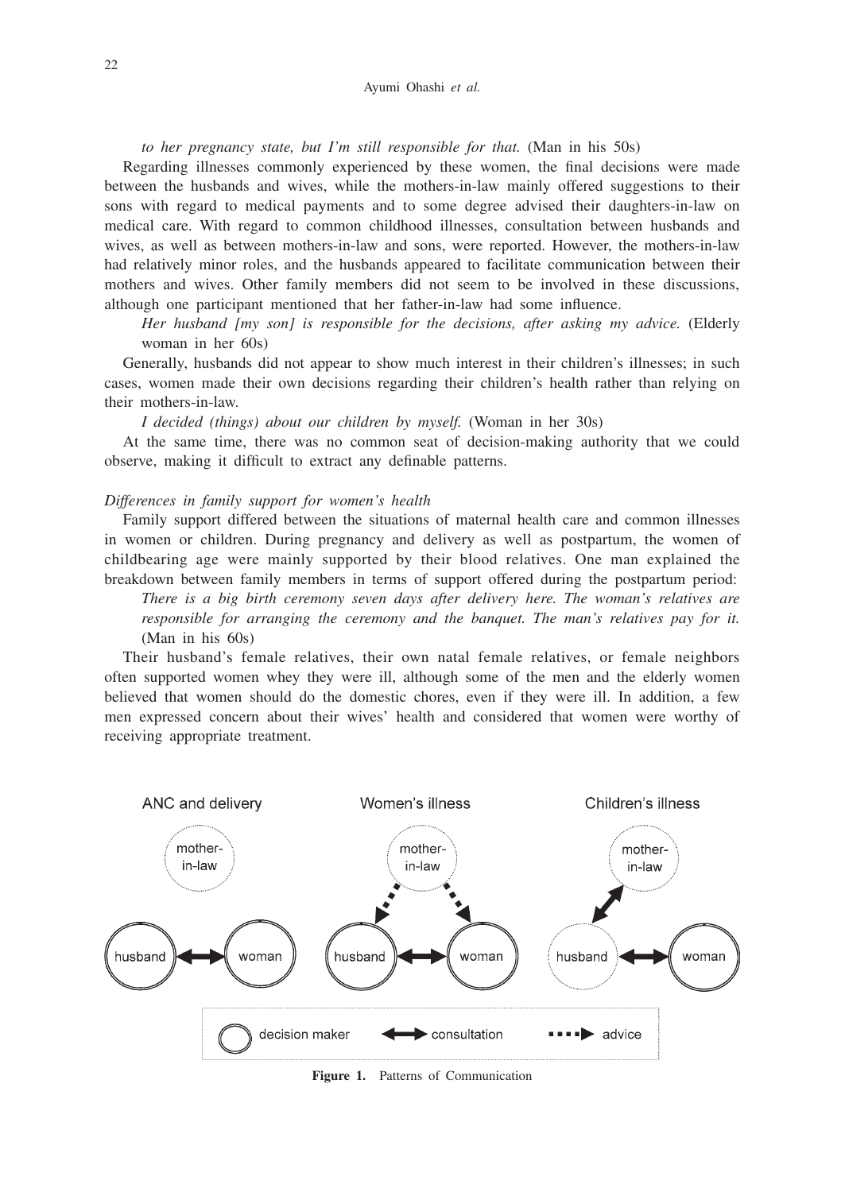*to her pregnancy state, but I'm still responsible for that.* (Man in his 50s)

Regarding illnesses commonly experienced by these women, the final decisions were made between the husbands and wives, while the mothers-in-law mainly offered suggestions to their sons with regard to medical payments and to some degree advised their daughters-in-law on medical care. With regard to common childhood illnesses, consultation between husbands and wives, as well as between mothers-in-law and sons, were reported. However, the mothers-in-law had relatively minor roles, and the husbands appeared to facilitate communication between their mothers and wives. Other family members did not seem to be involved in these discussions, although one participant mentioned that her father-in-law had some influence.

*Her husband [my son] is responsible for the decisions, after asking my advice.* (Elderly woman in her 60s)

Generally, husbands did not appear to show much interest in their children's illnesses; in such cases, women made their own decisions regarding their children's health rather than relying on their mothers-in-law.

*I decided (things) about our children by myself.* (Woman in her 30s)

At the same time, there was no common seat of decision-making authority that we could observe, making it difficult to extract any definable patterns.

### *Differences in family support for women's health*

Family support differed between the situations of maternal health care and common illnesses in women or children. During pregnancy and delivery as well as postpartum, the women of childbearing age were mainly supported by their blood relatives. One man explained the breakdown between family members in terms of support offered during the postpartum period:

*There is a big birth ceremony seven days after delivery here. The woman's relatives are responsible for arranging the ceremony and the banquet. The man's relatives pay for it.* (Man in his 60s)

Their husband's female relatives, their own natal female relatives, or female neighbors often supported women whey they were ill, although some of the men and the elderly women believed that women should do the domestic chores, even if they were ill. In addition, a few men expressed concern about their wives' health and considered that women were worthy of receiving appropriate treatment.

**Figure 1.** Patterns of Communication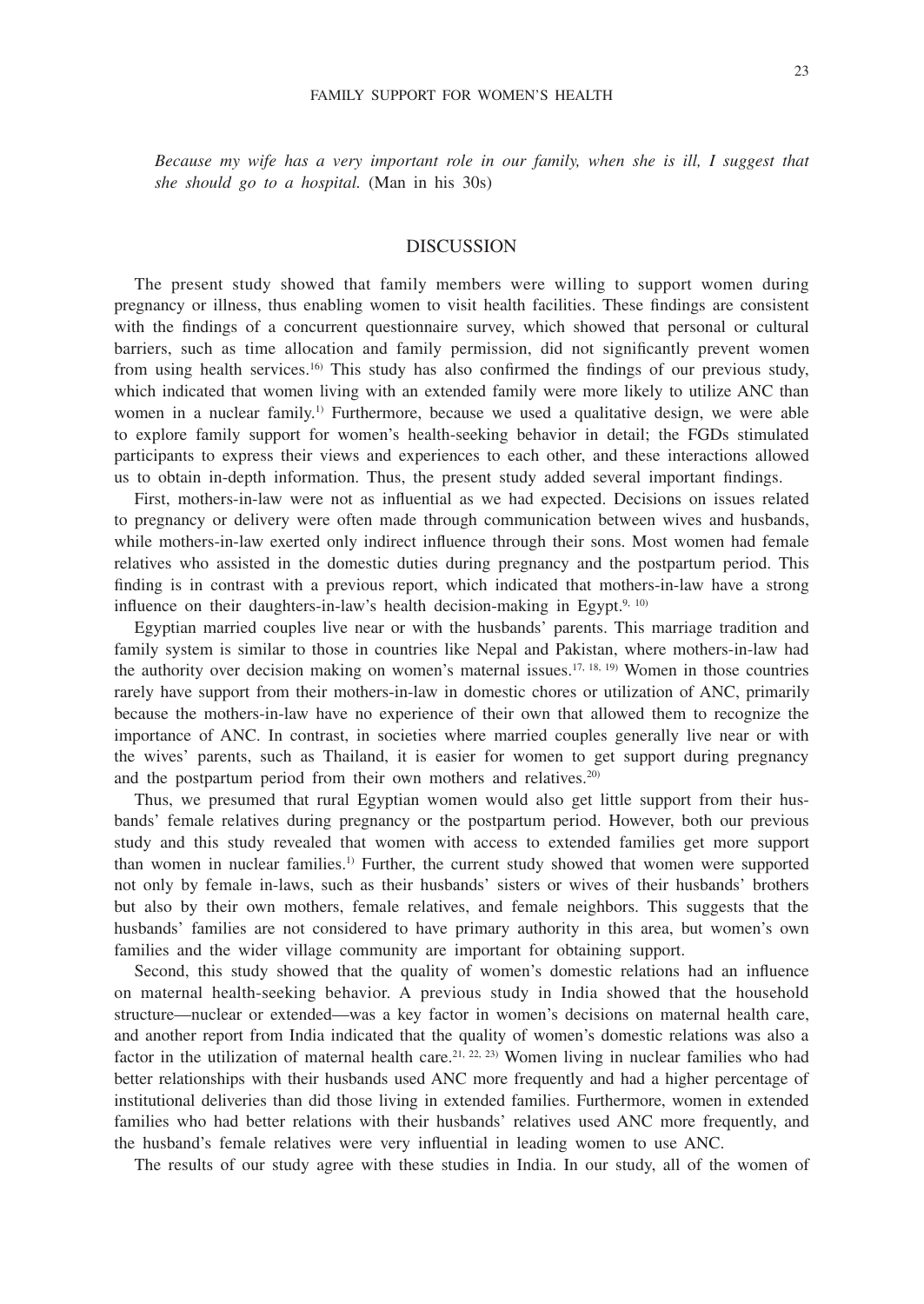*Because my wife has a very important role in our family, when she is ill, I suggest that she should go to a hospital.* (Man in his 30s)

## DISCUSSION

The present study showed that family members were willing to support women during pregnancy or illness, thus enabling women to visit health facilities. These findings are consistent with the findings of a concurrent questionnaire survey, which showed that personal or cultural barriers, such as time allocation and family permission, did not significantly prevent women from using health services.[16] This study has also confirmed the findings of our previous study, which indicated that women living with an extended family were more likely to utilize ANC than women in a nuclear family.[1] Furthermore, because we used a qualitative design, we were able to explore family support for women's health-seeking behavior in detail; the FGDs stimulated participants to express their views and experiences to each other, and these interactions allowed us to obtain in-depth information. Thus, the present study added several important findings.

First, mothers-in-law were not as influential as we had expected. Decisions on issues related to pregnancy or delivery were often made through communication between wives and husbands, while mothers-in-law exerted only indirect influence through their sons. Most women had female relatives who assisted in the domestic duties during pregnancy and the postpartum period. This finding is in contrast with a previous report, which indicated that mothers-in-law have a strong influence on their daughters-in-law's health decision-making in Egypt.[9, 10]

Egyptian married couples live near or with the husbands' parents. This marriage tradition and family system is similar to those in countries like Nepal and Pakistan, where mothers-in-law had the authority over decision making on women's maternal issues.[17, 18, 19] Women in those countries rarely have support from their mothers-in-law in domestic chores or utilization of ANC, primarily because the mothers-in-law have no experience of their own that allowed them to recognize the importance of ANC. In contrast, in societies where married couples generally live near or with the wives' parents, such as Thailand, it is easier for women to get support during pregnancy and the postpartum period from their own mothers and relatives.[20]

Thus, we presumed that rural Egyptian women would also get little support from their husbands' female relatives during pregnancy or the postpartum period. However, both our previous study and this study revealed that women with access to extended families get more support than women in nuclear families.[1] Further, the current study showed that women were supported not only by female in-laws, such as their husbands' sisters or wives of their husbands' brothers but also by their own mothers, female relatives, and female neighbors. This suggests that the husbands' families are not considered to have primary authority in this area, but women's own families and the wider village community are important for obtaining support.

Second, this study showed that the quality of women's domestic relations had an influence on maternal health-seeking behavior. A previous study in India showed that the household structure—nuclear or extended—was a key factor in women's decisions on maternal health care, and another report from India indicated that the quality of women's domestic relations was also a factor in the utilization of maternal health care.[21, 22, 23] Women living in nuclear families who had better relationships with their husbands used ANC more frequently and had a higher percentage of institutional deliveries than did those living in extended families. Furthermore, women in extended families who had better relations with their husbands' relatives used ANC more frequently, and the husband's female relatives were very influential in leading women to use ANC.

The results of our study agree with these studies in India. In our study, all of the women of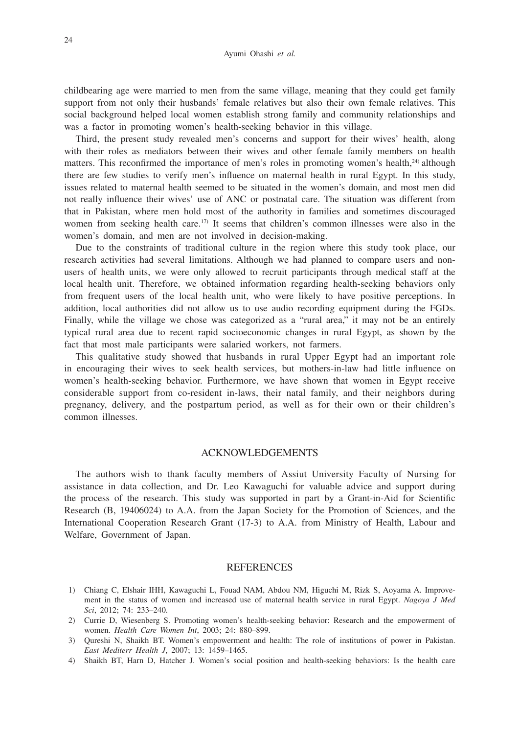childbearing age were married to men from the same village, meaning that they could get family support from not only their husbands' female relatives but also their own female relatives. This social background helped local women establish strong family and community relationships and was a factor in promoting women's health-seeking behavior in this village.

Third, the present study revealed men's concerns and support for their wives' health, along with their roles as mediators between their wives and other female family members on health matters. This reconfirmed the importance of men's roles in promoting women's health,[24] although there are few studies to verify men's influence on maternal health in rural Egypt. In this study, issues related to maternal health seemed to be situated in the women's domain, and most men did not really influence their wives' use of ANC or postnatal care. The situation was different from that in Pakistan, where men hold most of the authority in families and sometimes discouraged women from seeking health care.[17] It seems that children's common illnesses were also in the women's domain, and men are not involved in decision-making.

Due to the constraints of traditional culture in the region where this study took place, our research activities had several limitations. Although we had planned to compare users and non-users of health units, we were only allowed to recruit participants through medical staff at the local health unit. Therefore, we obtained information regarding health-seeking behaviors only from frequent users of the local health unit, who were likely to have positive perceptions. In addition, local authorities did not allow us to use audio recording equipment during the FGDs. Finally, while the village we chose was categorized as a "rural area," it may not be an entirely typical rural area due to recent rapid socioeconomic changes in rural Egypt, as shown by the fact that most male participants were salaried workers, not farmers.

This qualitative study showed that husbands in rural Upper Egypt had an important role in encouraging their wives to seek health services, but mothers-in-law had little influence on women's health-seeking behavior. Furthermore, we have shown that women in Egypt receive considerable support from co-resident in-laws, their natal family, and their neighbors during pregnancy, delivery, and the postpartum period, as well as for their own or their children's common illnesses.

## ACKNOWLEDGEMENTS

The authors wish to thank faculty members of Assiut University Faculty of Nursing for assistance in data collection, and Dr. Leo Kawaguchi for valuable advice and support during the process of the research. This study was supported in part by a Grant-in-Aid for Scientific Research (B, 19406024) to A.A. from the Japan Society for the Promotion of Sciences, and the International Cooperation Research Grant (17-3) to A.A. from Ministry of Health, Labour and Welfare, Government of Japan.

## REFERENCES

1) Chiang C, Elshair IHH, Kawaguchi L, Fouad NAM, Abdou NM, Higuchi M, Rizk S, Aoyama A. Improvement in the status of women and increased use of maternal health service in rural Egypt. *Nagoya J Med Sci*, 2012; 74: 233–240.
2) Currie D, Wiesenberg S. Promoting women's health-seeking behavior: Research and the empowerment of women. *Health Care Women Int*, 2003; 24: 880–899.
3) Qureshi N, Shaikh BT. Women's empowerment and health: The role of institutions of power in Pakistan. *East Mediterr Health J*, 2007; 13: 1459–1465.
4) Shaikh BT, Harn D, Hatcher J. Women's social position and health-seeking behaviors: Is the health care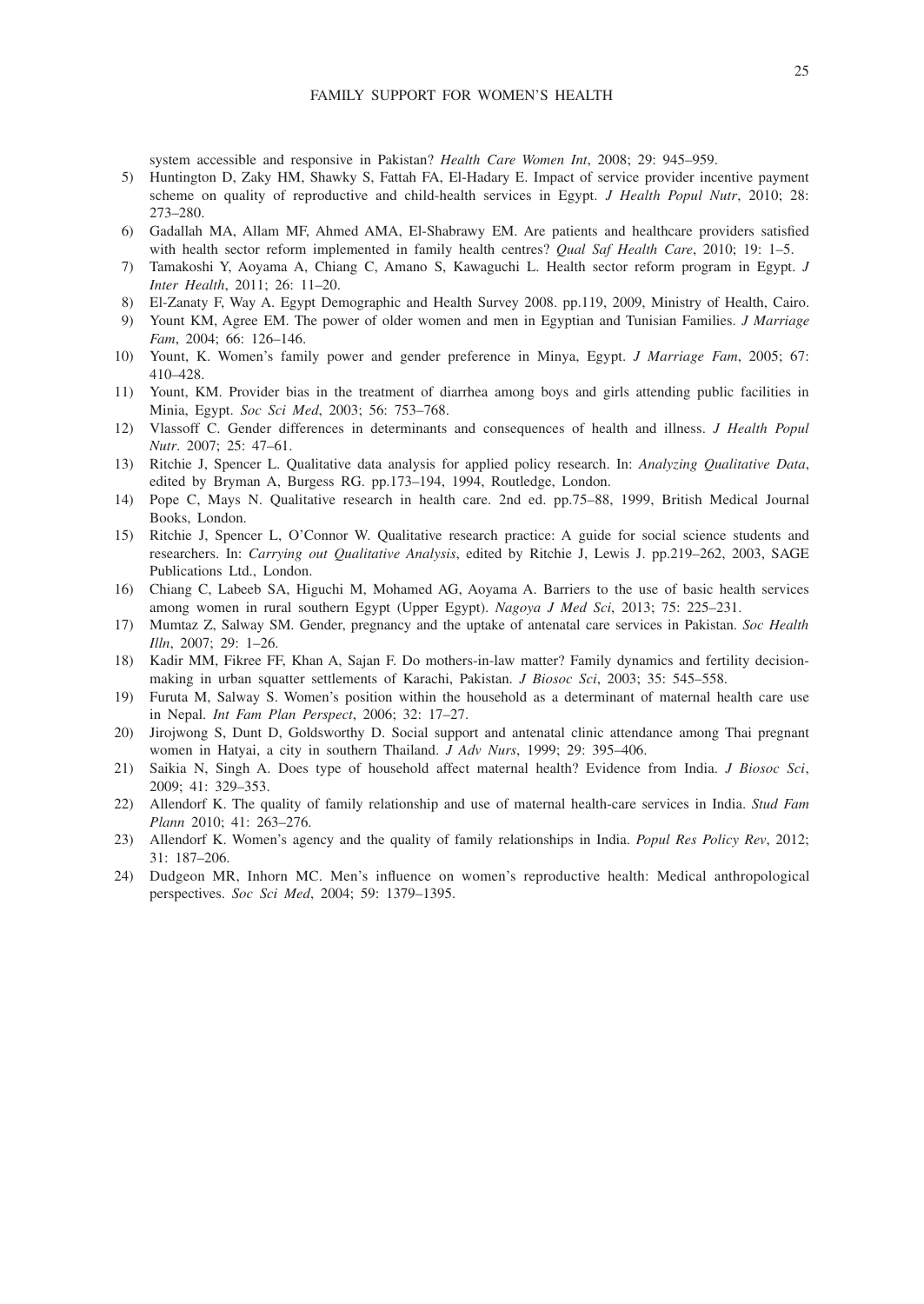system accessible and responsive in Pakistan? *Health Care Women Int*, 2008; 29: 945–959.

5) Huntington D, Zaky HM, Shawky S, Fattah FA, El-Hadary E. Impact of service provider incentive payment scheme on quality of reproductive and child-health services in Egypt. *J Health Popul Nutr*, 2010; 28: 273–280.
6) Gadallah MA, Allam MF, Ahmed AMA, El-Shabrawy EM. Are patients and healthcare providers satisfied with health sector reform implemented in family health centres? *Qual Saf Health Care*, 2010; 19: 1–5.
7) Tamakoshi Y, Aoyama A, Chiang C, Amano S, Kawaguchi L. Health sector reform program in Egypt. *J Inter Health*, 2011; 26: 11–20.
8) El-Zanaty F, Way A. Egypt Demographic and Health Survey 2008. pp.119, 2009, Ministry of Health, Cairo.
9) Yount KM, Agree EM. The power of older women and men in Egyptian and Tunisian Families. *J Marriage Fam*, 2004; 66: 126–146.
10) Yount, K. Women's family power and gender preference in Minya, Egypt. *J Marriage Fam*, 2005; 67: 410–428.
11) Yount, KM. Provider bias in the treatment of diarrhea among boys and girls attending public facilities in Minia, Egypt. *Soc Sci Med*, 2003; 56: 753–768.
12) Vlassoff C. Gender differences in determinants and consequences of health and illness. *J Health Popul Nutr*. 2007; 25: 47–61.
13) Ritchie J, Spencer L. Qualitative data analysis for applied policy research. In: *Analyzing Qualitative Data*, edited by Bryman A, Burgess RG. pp.173–194, 1994, Routledge, London.
14) Pope C, Mays N. Qualitative research in health care. 2nd ed. pp.75–88, 1999, British Medical Journal Books, London.
15) Ritchie J, Spencer L, O'Connor W. Qualitative research practice: A guide for social science students and researchers. In: *Carrying out Qualitative Analysis*, edited by Ritchie J, Lewis J. pp.219–262, 2003, SAGE Publications Ltd., London.
16) Chiang C, Labeeb SA, Higuchi M, Mohamed AG, Aoyama A. Barriers to the use of basic health services among women in rural southern Egypt (Upper Egypt). *Nagoya J Med Sci*, 2013; 75: 225–231.
17) Mumtaz Z, Salway SM. Gender, pregnancy and the uptake of antenatal care services in Pakistan. *Soc Health Illn*, 2007; 29: 1–26.
18) Kadir MM, Fikree FF, Khan A, Sajan F. Do mothers-in-law matter? Family dynamics and fertility decision-making in urban squatter settlements of Karachi, Pakistan. *J Biosoc Sci*, 2003; 35: 545–558.
19) Furuta M, Salway S. Women's position within the household as a determinant of maternal health care use in Nepal. *Int Fam Plan Perspect*, 2006; 32: 17–27.
20) Jirojwong S, Dunt D, Goldsworthy D. Social support and antenatal clinic attendance among Thai pregnant women in Hatyai, a city in southern Thailand. *J Adv Nurs*, 1999; 29: 395–406.
21) Saikia N, Singh A. Does type of household affect maternal health? Evidence from India. *J Biosoc Sci*, 2009; 41: 329–353.
22) Allendorf K. The quality of family relationship and use of maternal health-care services in India. *Stud Fam Plann* 2010; 41: 263–276.
23) Allendorf K. Women's agency and the quality of family relationships in India. *Popul Res Policy Rev*, 2012; 31: 187–206.
24) Dudgeon MR, Inhorn MC. Men's influence on women's reproductive health: Medical anthropological perspectives. *Soc Sci Med*, 2004; 59: 1379–1395.